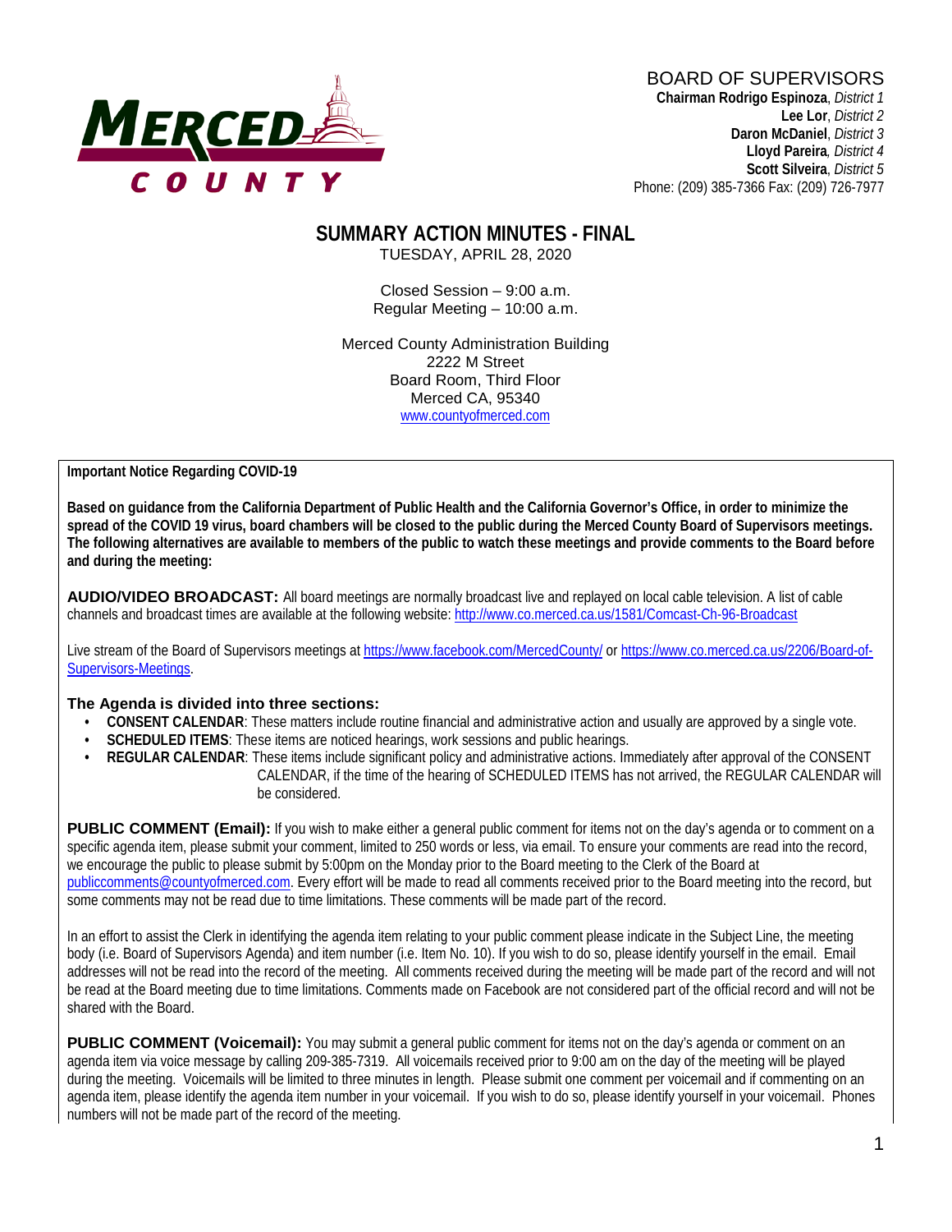MERCED COUNTY

BOARD OF SUPERVISORS
**Chairman Rodrigo Espinoza**, *District 1*
**Lee Lor**, *District 2*
**Daron McDaniel**, *District 3*
**Lloyd Pareira**, *District 4*
**Scott Silveira**, *District 5*
Phone: (209) 385-7366 Fax: (209) 726-7977

# SUMMARY ACTION MINUTES - FINAL

TUESDAY, APRIL 28, 2020

Closed Session – 9:00 a.m.
Regular Meeting – 10:00 a.m.

Merced County Administration Building
2222 M Street
Board Room, Third Floor
Merced CA, 95340
[www.countyofmerced.com](www.countyofmerced.com)

**Important Notice Regarding COVID-19**

**Based on guidance from the California Department of Public Health and the California Governor's Office, in order to minimize the spread of the COVID 19 virus, board chambers will be closed to the public during the Merced County Board of Supervisors meetings. The following alternatives are available to members of the public to watch these meetings and provide comments to the Board before and during the meeting:**

**AUDIO/VIDEO BROADCAST:** All board meetings are normally broadcast live and replayed on local cable television. A list of cable channels and broadcast times are available at the following website: [http://www.co.merced.ca.us/1581/Comcast-Ch-96-Broadcast](http://www.co.merced.ca.us/1581/Comcast-Ch-96-Broadcast)

Live stream of the Board of Supervisors meetings at [https://www.facebook.com/MercedCounty/](https://www.facebook.com/MercedCounty/) or [https://www.co.merced.ca.us/2206/Board-of-Supervisors-Meetings](https://www.co.merced.ca.us/2206/Board-of-Supervisors-Meetings).

**The Agenda is divided into three sections:**

- **CONSENT CALENDAR**: These matters include routine financial and administrative action and usually are approved by a single vote.
- **SCHEDULED ITEMS**: These items are noticed hearings, work sessions and public hearings.
- **REGULAR CALENDAR**: These items include significant policy and administrative actions. Immediately after approval of the CONSENT CALENDAR, if the time of the hearing of SCHEDULED ITEMS has not arrived, the REGULAR CALENDAR will be considered.

**PUBLIC COMMENT (Email):** If you wish to make either a general public comment for items not on the day's agenda or to comment on a specific agenda item, please submit your comment, limited to 250 words or less, via email. To ensure your comments are read into the record, we encourage the public to please submit by 5:00pm on the Monday prior to the Board meeting to the Clerk of the Board at [publiccomments@countyofmerced.com](mailto:publiccomments@countyofmerced.com). Every effort will be made to read all comments received prior to the Board meeting into the record, but some comments may not be read due to time limitations. These comments will be made part of the record.

In an effort to assist the Clerk in identifying the agenda item relating to your public comment please indicate in the Subject Line, the meeting body (i.e. Board of Supervisors Agenda) and item number (i.e. Item No. 10). If you wish to do so, please identify yourself in the email. Email addresses will not be read into the record of the meeting. All comments received during the meeting will be made part of the record and will not be read at the Board meeting due to time limitations. Comments made on Facebook are not considered part of the official record and will not be shared with the Board.

**PUBLIC COMMENT (Voicemail):** You may submit a general public comment for items not on the day's agenda or comment on an agenda item via voice message by calling 209-385-7319. All voicemails received prior to 9:00 am on the day of the meeting will be played during the meeting. Voicemails will be limited to three minutes in length. Please submit one comment per voicemail and if commenting on an agenda item, please identify the agenda item number in your voicemail. If you wish to do so, please identify yourself in your voicemail. Phones numbers will not be made part of the record of the meeting.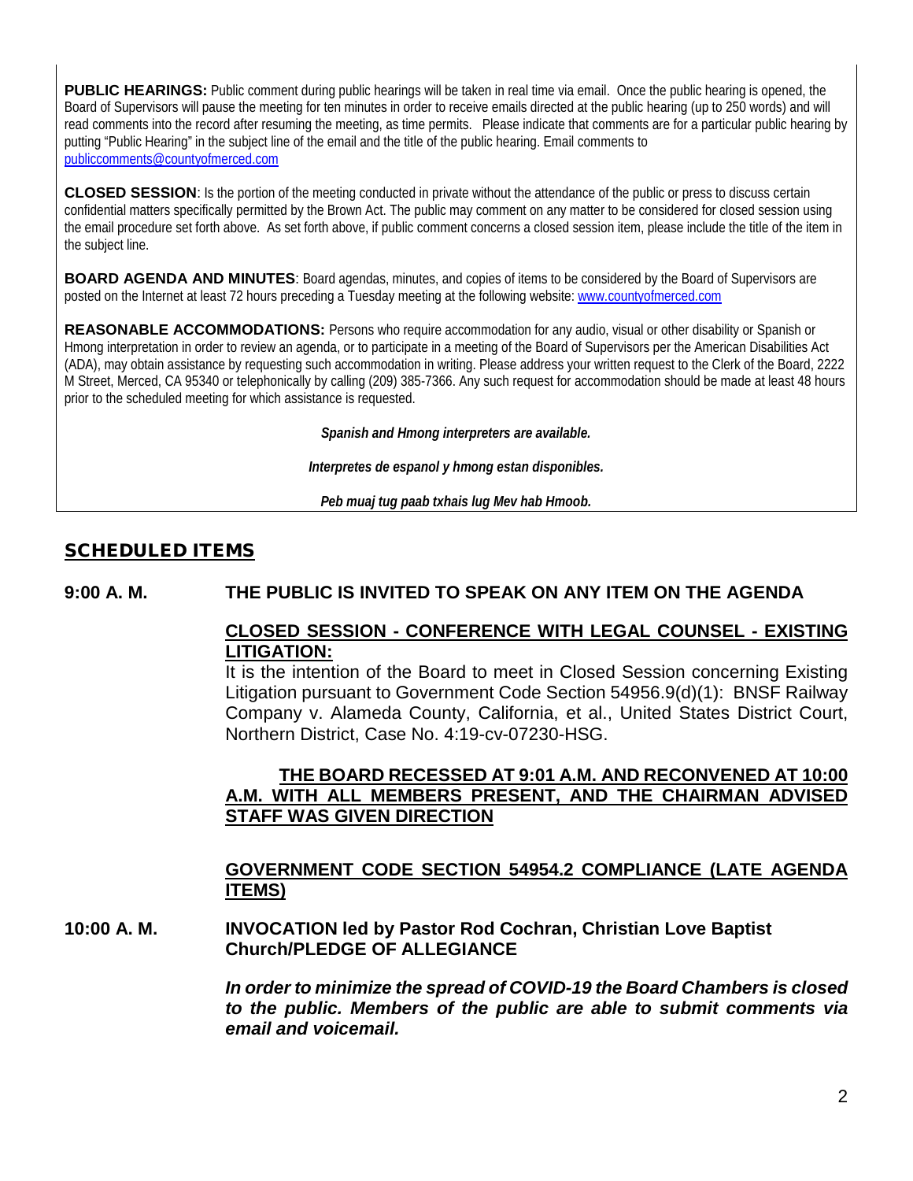**PUBLIC HEARINGS:** Public comment during public hearings will be taken in real time via email. Once the public hearing is opened, the Board of Supervisors will pause the meeting for ten minutes in order to receive emails directed at the public hearing (up to 250 words) and will read comments into the record after resuming the meeting, as time permits. Please indicate that comments are for a particular public hearing by putting "Public Hearing" in the subject line of the email and the title of the public hearing. Email comments to publiccomments@countyofmerced.com

**CLOSED SESSION**: Is the portion of the meeting conducted in private without the attendance of the public or press to discuss certain confidential matters specifically permitted by the Brown Act. The public may comment on any matter to be considered for closed session using the email procedure set forth above. As set forth above, if public comment concerns a closed session item, please include the title of the item in the subject line.

**BOARD AGENDA AND MINUTES**: Board agendas, minutes, and copies of items to be considered by the Board of Supervisors are posted on the Internet at least 72 hours preceding a Tuesday meeting at the following website: www.countyofmerced.com

**REASONABLE ACCOMMODATIONS:** Persons who require accommodation for any audio, visual or other disability or Spanish or Hmong interpretation in order to review an agenda, or to participate in a meeting of the Board of Supervisors per the American Disabilities Act (ADA), may obtain assistance by requesting such accommodation in writing. Please address your written request to the Clerk of the Board, 2222 M Street, Merced, CA 95340 or telephonically by calling (209) 385-7366. Any such request for accommodation should be made at least 48 hours prior to the scheduled meeting for which assistance is requested.

***Spanish and Hmong interpreters are available.***

***Interpretes de espanol y hmong estan disponibles.***

***Peb muaj tug paab txhais lug Mev hab Hmoob.***

## SCHEDULED ITEMS

**9:00 A. M. THE PUBLIC IS INVITED TO SPEAK ON ANY ITEM ON THE AGENDA**

**CLOSED SESSION - CONFERENCE WITH LEGAL COUNSEL - EXISTING LITIGATION:**

It is the intention of the Board to meet in Closed Session concerning Existing Litigation pursuant to Government Code Section 54956.9(d)(1): BNSF Railway Company v. Alameda County, California, et al., United States District Court, Northern District, Case No. 4:19-cv-07230-HSG.

**THE BOARD RECESSED AT 9:01 A.M. AND RECONVENED AT 10:00 A.M. WITH ALL MEMBERS PRESENT, AND THE CHAIRMAN ADVISED STAFF WAS GIVEN DIRECTION**

**GOVERNMENT CODE SECTION 54954.2 COMPLIANCE (LATE AGENDA ITEMS)**

**10:00 A. M. INVOCATION led by Pastor Rod Cochran, Christian Love Baptist Church/PLEDGE OF ALLEGIANCE**

***In order to minimize the spread of COVID-19 the Board Chambers is closed to the public. Members of the public are able to submit comments via email and voicemail.***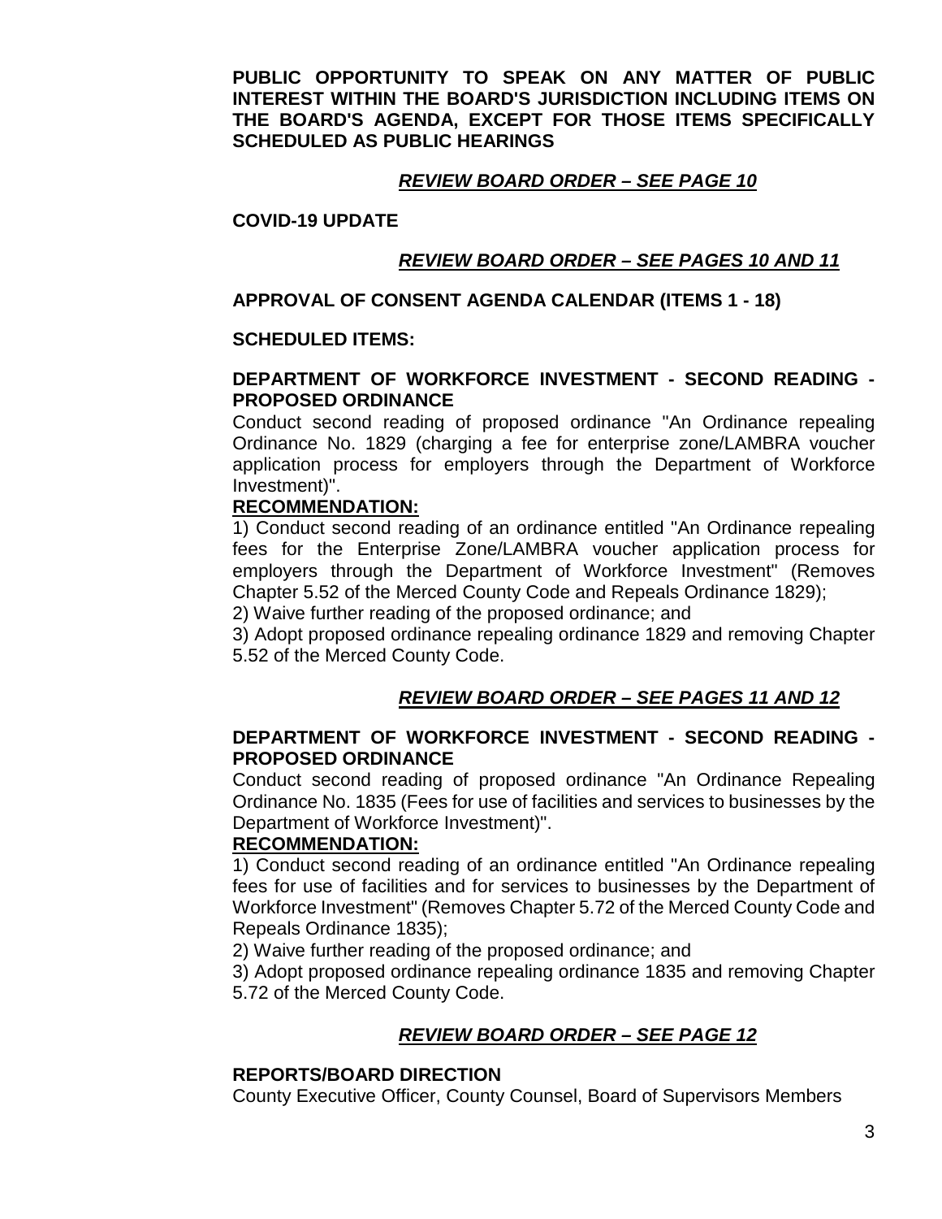**PUBLIC OPPORTUNITY TO SPEAK ON ANY MATTER OF PUBLIC INTEREST WITHIN THE BOARD'S JURISDICTION INCLUDING ITEMS ON THE BOARD'S AGENDA, EXCEPT FOR THOSE ITEMS SPECIFICALLY SCHEDULED AS PUBLIC HEARINGS**

***REVIEW BOARD ORDER – SEE PAGE 10***

**COVID-19 UPDATE**

***REVIEW BOARD ORDER – SEE PAGES 10 AND 11***

**APPROVAL OF CONSENT AGENDA CALENDAR (ITEMS 1 - 18)**

**SCHEDULED ITEMS:**

**DEPARTMENT OF WORKFORCE INVESTMENT - SECOND READING - PROPOSED ORDINANCE**

Conduct second reading of proposed ordinance "An Ordinance repealing Ordinance No. 1829 (charging a fee for enterprise zone/LAMBRA voucher application process for employers through the Department of Workforce Investment)".

**RECOMMENDATION:**

1) Conduct second reading of an ordinance entitled "An Ordinance repealing fees for the Enterprise Zone/LAMBRA voucher application process for employers through the Department of Workforce Investment" (Removes Chapter 5.52 of the Merced County Code and Repeals Ordinance 1829);
2) Waive further reading of the proposed ordinance; and
3) Adopt proposed ordinance repealing ordinance 1829 and removing Chapter 5.52 of the Merced County Code.

***REVIEW BOARD ORDER – SEE PAGES 11 AND 12***

**DEPARTMENT OF WORKFORCE INVESTMENT - SECOND READING - PROPOSED ORDINANCE**

Conduct second reading of proposed ordinance "An Ordinance Repealing Ordinance No. 1835 (Fees for use of facilities and services to businesses by the Department of Workforce Investment)".

**RECOMMENDATION:**

1) Conduct second reading of an ordinance entitled "An Ordinance repealing fees for use of facilities and for services to businesses by the Department of Workforce Investment" (Removes Chapter 5.72 of the Merced County Code and Repeals Ordinance 1835);
2) Waive further reading of the proposed ordinance; and
3) Adopt proposed ordinance repealing ordinance 1835 and removing Chapter 5.72 of the Merced County Code.

***REVIEW BOARD ORDER – SEE PAGE 12***

**REPORTS/BOARD DIRECTION**

County Executive Officer, County Counsel, Board of Supervisors Members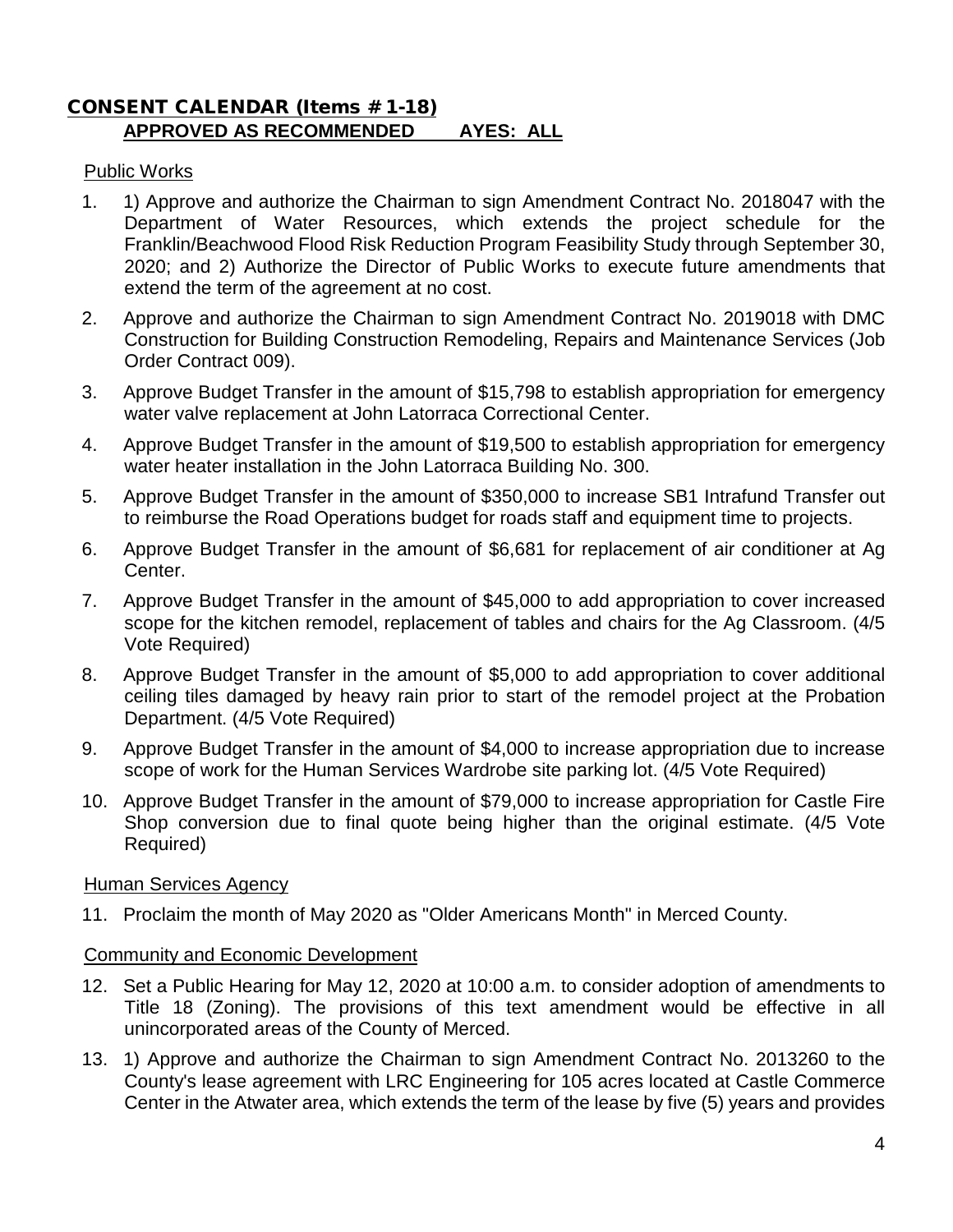## CONSENT CALENDAR (Items #1-18)

**APPROVED AS RECOMMENDED AYES: ALL**

Public Works

1. 1) Approve and authorize the Chairman to sign Amendment Contract No. 2018047 with the Department of Water Resources, which extends the project schedule for the Franklin/Beachwood Flood Risk Reduction Program Feasibility Study through September 30, 2020; and 2) Authorize the Director of Public Works to execute future amendments that extend the term of the agreement at no cost.
2. Approve and authorize the Chairman to sign Amendment Contract No. 2019018 with DMC Construction for Building Construction Remodeling, Repairs and Maintenance Services (Job Order Contract 009).
3. Approve Budget Transfer in the amount of $15,798 to establish appropriation for emergency water valve replacement at John Latorraca Correctional Center.
4. Approve Budget Transfer in the amount of $19,500 to establish appropriation for emergency water heater installation in the John Latorraca Building No. 300.
5. Approve Budget Transfer in the amount of $350,000 to increase SB1 Intrafund Transfer out to reimburse the Road Operations budget for roads staff and equipment time to projects.
6. Approve Budget Transfer in the amount of $6,681 for replacement of air conditioner at Ag Center.
7. Approve Budget Transfer in the amount of $45,000 to add appropriation to cover increased scope for the kitchen remodel, replacement of tables and chairs for the Ag Classroom. (4/5 Vote Required)
8. Approve Budget Transfer in the amount of $5,000 to add appropriation to cover additional ceiling tiles damaged by heavy rain prior to start of the remodel project at the Probation Department. (4/5 Vote Required)
9. Approve Budget Transfer in the amount of $4,000 to increase appropriation due to increase scope of work for the Human Services Wardrobe site parking lot. (4/5 Vote Required)
10. Approve Budget Transfer in the amount of $79,000 to increase appropriation for Castle Fire Shop conversion due to final quote being higher than the original estimate. (4/5 Vote Required)

Human Services Agency

11. Proclaim the month of May 2020 as "Older Americans Month" in Merced County.

Community and Economic Development

12. Set a Public Hearing for May 12, 2020 at 10:00 a.m. to consider adoption of amendments to Title 18 (Zoning). The provisions of this text amendment would be effective in all unincorporated areas of the County of Merced.
13. 1) Approve and authorize the Chairman to sign Amendment Contract No. 2013260 to the County's lease agreement with LRC Engineering for 105 acres located at Castle Commerce Center in the Atwater area, which extends the term of the lease by five (5) years and provides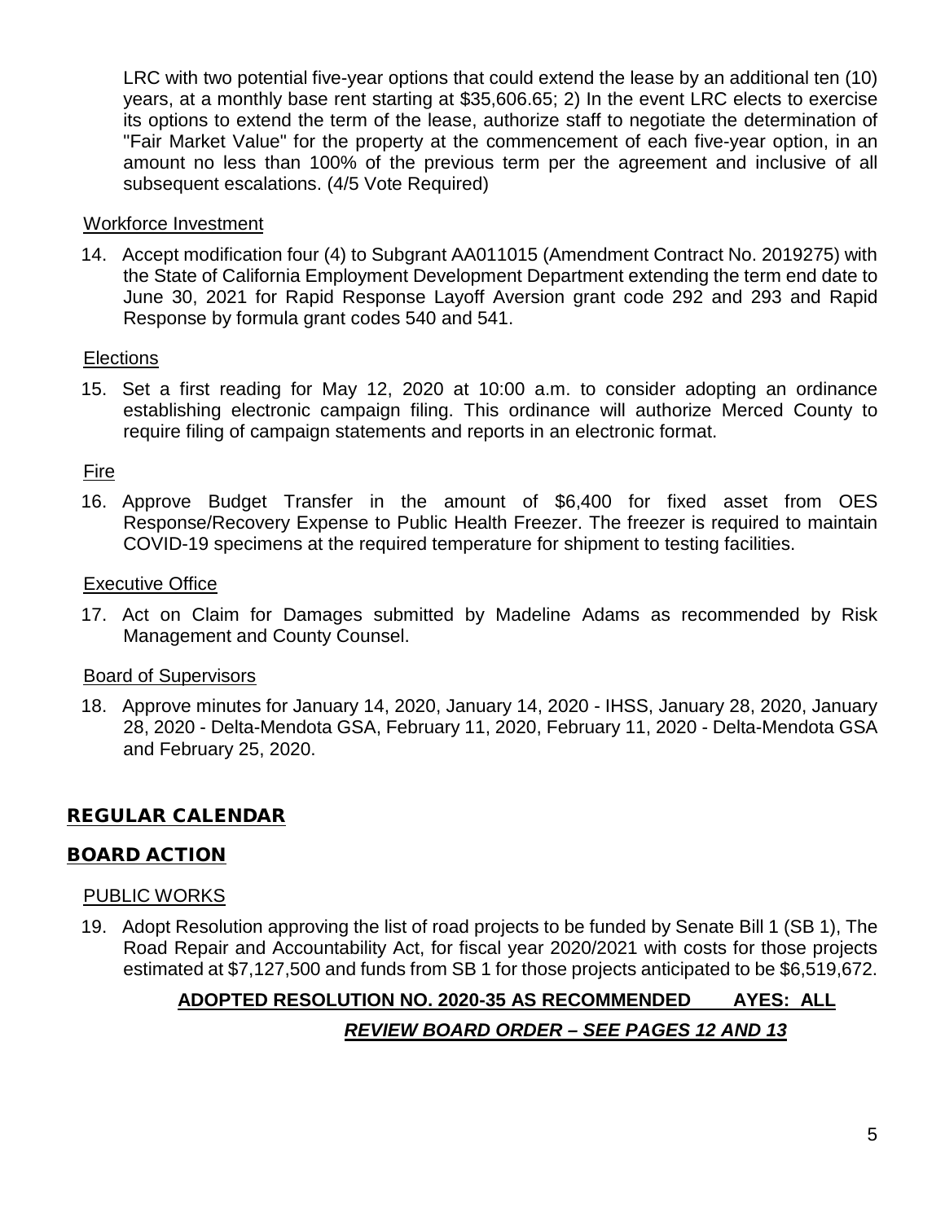LRC with two potential five-year options that could extend the lease by an additional ten (10) years, at a monthly base rent starting at $35,606.65; 2) In the event LRC elects to exercise its options to extend the term of the lease, authorize staff to negotiate the determination of "Fair Market Value" for the property at the commencement of each five-year option, in an amount no less than 100% of the previous term per the agreement and inclusive of all subsequent escalations. (4/5 Vote Required)

Workforce Investment

14. Accept modification four (4) to Subgrant AA011015 (Amendment Contract No. 2019275) with the State of California Employment Development Department extending the term end date to June 30, 2021 for Rapid Response Layoff Aversion grant code 292 and 293 and Rapid Response by formula grant codes 540 and 541.

Elections

15. Set a first reading for May 12, 2020 at 10:00 a.m. to consider adopting an ordinance establishing electronic campaign filing. This ordinance will authorize Merced County to require filing of campaign statements and reports in an electronic format.

Fire

16. Approve Budget Transfer in the amount of $6,400 for fixed asset from OES Response/Recovery Expense to Public Health Freezer. The freezer is required to maintain COVID-19 specimens at the required temperature for shipment to testing facilities.

Executive Office

17. Act on Claim for Damages submitted by Madeline Adams as recommended by Risk Management and County Counsel.

Board of Supervisors

18. Approve minutes for January 14, 2020, January 14, 2020 - IHSS, January 28, 2020, January 28, 2020 - Delta-Mendota GSA, February 11, 2020, February 11, 2020 - Delta-Mendota GSA and February 25, 2020.

## REGULAR CALENDAR

## BOARD ACTION

PUBLIC WORKS

19. Adopt Resolution approving the list of road projects to be funded by Senate Bill 1 (SB 1), The Road Repair and Accountability Act, for fiscal year 2020/2021 with costs for those projects estimated at $7,127,500 and funds from SB 1 for those projects anticipated to be $6,519,672.

**ADOPTED RESOLUTION NO. 2020-35 AS RECOMMENDED AYES: ALL**

***REVIEW BOARD ORDER – SEE PAGES 12 AND 13***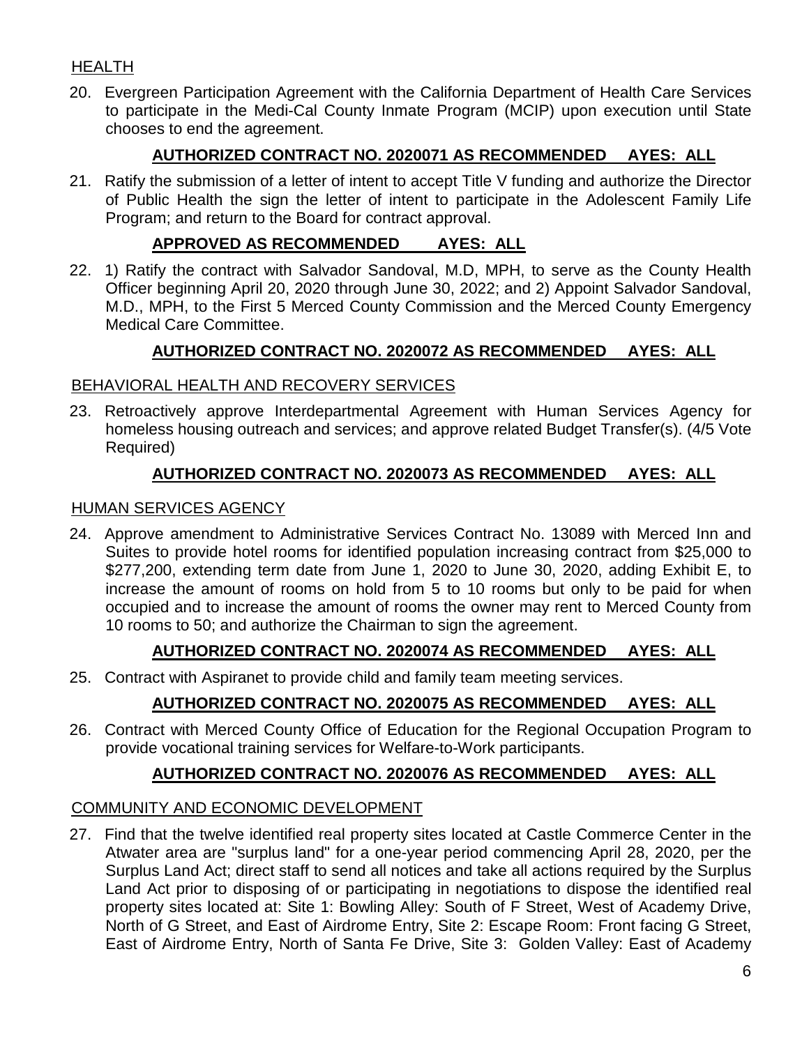HEALTH

20. Evergreen Participation Agreement with the California Department of Health Care Services to participate in the Medi-Cal County Inmate Program (MCIP) upon execution until State chooses to end the agreement.

**AUTHORIZED CONTRACT NO. 2020071 AS RECOMMENDED AYES: ALL**

21. Ratify the submission of a letter of intent to accept Title V funding and authorize the Director of Public Health the sign the letter of intent to participate in the Adolescent Family Life Program; and return to the Board for contract approval.

**APPROVED AS RECOMMENDED AYES: ALL**

22. 1) Ratify the contract with Salvador Sandoval, M.D, MPH, to serve as the County Health Officer beginning April 20, 2020 through June 30, 2022; and 2) Appoint Salvador Sandoval, M.D., MPH, to the First 5 Merced County Commission and the Merced County Emergency Medical Care Committee.

**AUTHORIZED CONTRACT NO. 2020072 AS RECOMMENDED AYES: ALL**

BEHAVIORAL HEALTH AND RECOVERY SERVICES

23. Retroactively approve Interdepartmental Agreement with Human Services Agency for homeless housing outreach and services; and approve related Budget Transfer(s). (4/5 Vote Required)

**AUTHORIZED CONTRACT NO. 2020073 AS RECOMMENDED AYES: ALL**

HUMAN SERVICES AGENCY

24. Approve amendment to Administrative Services Contract No. 13089 with Merced Inn and Suites to provide hotel rooms for identified population increasing contract from $25,000 to $277,200, extending term date from June 1, 2020 to June 30, 2020, adding Exhibit E, to increase the amount of rooms on hold from 5 to 10 rooms but only to be paid for when occupied and to increase the amount of rooms the owner may rent to Merced County from 10 rooms to 50; and authorize the Chairman to sign the agreement.

**AUTHORIZED CONTRACT NO. 2020074 AS RECOMMENDED AYES: ALL**

25. Contract with Aspiranet to provide child and family team meeting services.

**AUTHORIZED CONTRACT NO. 2020075 AS RECOMMENDED AYES: ALL**

26. Contract with Merced County Office of Education for the Regional Occupation Program to provide vocational training services for Welfare-to-Work participants.

**AUTHORIZED CONTRACT NO. 2020076 AS RECOMMENDED AYES: ALL**

COMMUNITY AND ECONOMIC DEVELOPMENT

27. Find that the twelve identified real property sites located at Castle Commerce Center in the Atwater area are "surplus land" for a one-year period commencing April 28, 2020, per the Surplus Land Act; direct staff to send all notices and take all actions required by the Surplus Land Act prior to disposing of or participating in negotiations to dispose the identified real property sites located at: Site 1: Bowling Alley: South of F Street, West of Academy Drive, North of G Street, and East of Airdrome Entry, Site 2: Escape Room: Front facing G Street, East of Airdrome Entry, North of Santa Fe Drive, Site 3: Golden Valley: East of Academy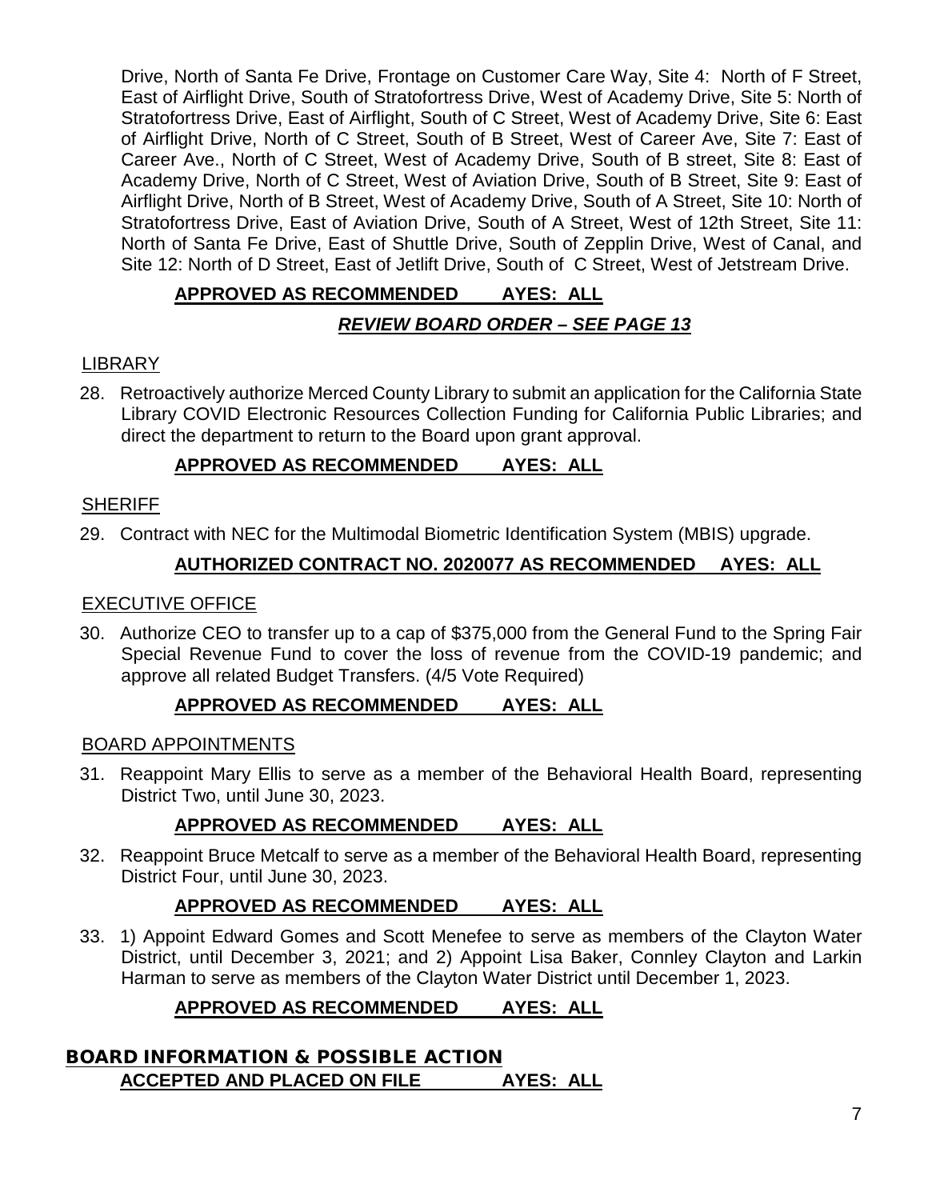Drive, North of Santa Fe Drive, Frontage on Customer Care Way, Site 4: North of F Street, East of Airflight Drive, South of Stratofortress Drive, West of Academy Drive, Site 5: North of Stratofortress Drive, East of Airflight, South of C Street, West of Academy Drive, Site 6: East of Airflight Drive, North of C Street, South of B Street, West of Career Ave, Site 7: East of Career Ave., North of C Street, West of Academy Drive, South of B street, Site 8: East of Academy Drive, North of C Street, West of Aviation Drive, South of B Street, Site 9: East of Airflight Drive, North of B Street, West of Academy Drive, South of A Street, Site 10: North of Stratofortress Drive, East of Aviation Drive, South of A Street, West of 12th Street, Site 11: North of Santa Fe Drive, East of Shuttle Drive, South of Zepplin Drive, West of Canal, and Site 12: North of D Street, East of Jetlift Drive, South of C Street, West of Jetstream Drive.

**APPROVED AS RECOMMENDED AYES: ALL**

***REVIEW BOARD ORDER – SEE PAGE 13***

LIBRARY

28. Retroactively authorize Merced County Library to submit an application for the California State Library COVID Electronic Resources Collection Funding for California Public Libraries; and direct the department to return to the Board upon grant approval.

**APPROVED AS RECOMMENDED AYES: ALL**

SHERIFF

29. Contract with NEC for the Multimodal Biometric Identification System (MBIS) upgrade.

**AUTHORIZED CONTRACT NO. 2020077 AS RECOMMENDED AYES: ALL**

EXECUTIVE OFFICE

30. Authorize CEO to transfer up to a cap of $375,000 from the General Fund to the Spring Fair Special Revenue Fund to cover the loss of revenue from the COVID-19 pandemic; and approve all related Budget Transfers. (4/5 Vote Required)

**APPROVED AS RECOMMENDED AYES: ALL**

BOARD APPOINTMENTS

31. Reappoint Mary Ellis to serve as a member of the Behavioral Health Board, representing District Two, until June 30, 2023.

**APPROVED AS RECOMMENDED AYES: ALL**

32. Reappoint Bruce Metcalf to serve as a member of the Behavioral Health Board, representing District Four, until June 30, 2023.

**APPROVED AS RECOMMENDED AYES: ALL**

33. 1) Appoint Edward Gomes and Scott Menefee to serve as members of the Clayton Water District, until December 3, 2021; and 2) Appoint Lisa Baker, Connley Clayton and Larkin Harman to serve as members of the Clayton Water District until December 1, 2023.

**APPROVED AS RECOMMENDED AYES: ALL**

## BOARD INFORMATION & POSSIBLE ACTION

**ACCEPTED AND PLACED ON FILE AYES: ALL**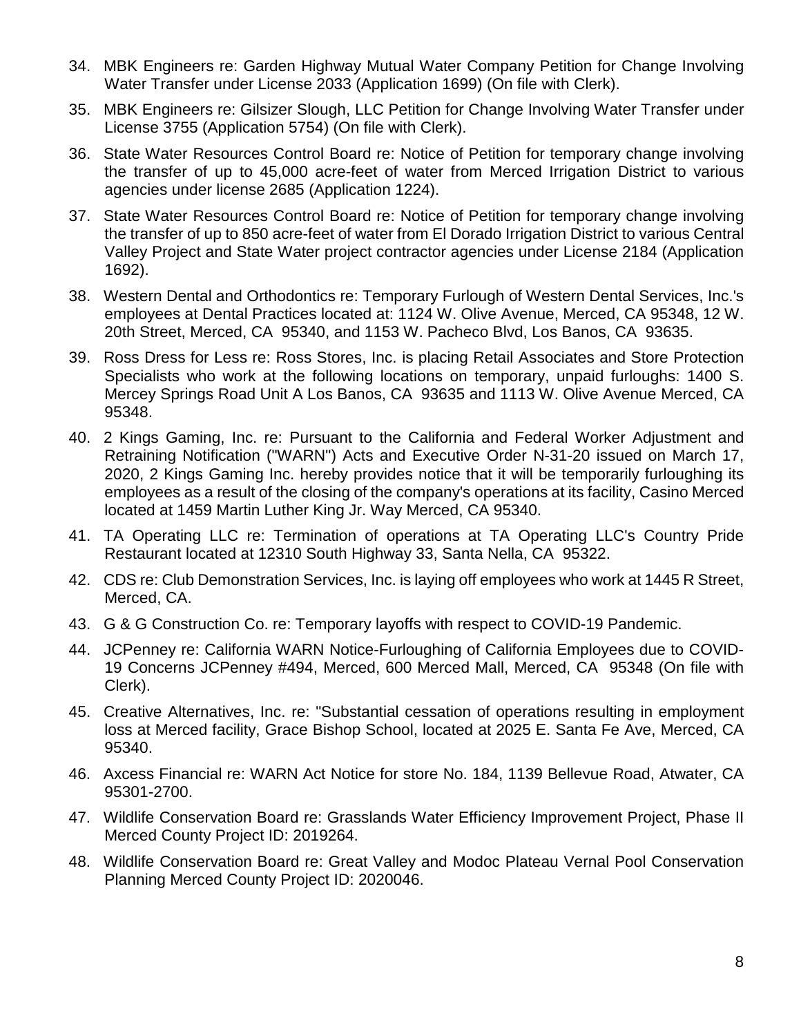34. MBK Engineers re: Garden Highway Mutual Water Company Petition for Change Involving Water Transfer under License 2033 (Application 1699) (On file with Clerk).

35. MBK Engineers re: Gilsizer Slough, LLC Petition for Change Involving Water Transfer under License 3755 (Application 5754) (On file with Clerk).

36. State Water Resources Control Board re: Notice of Petition for temporary change involving the transfer of up to 45,000 acre-feet of water from Merced Irrigation District to various agencies under license 2685 (Application 1224).

37. State Water Resources Control Board re: Notice of Petition for temporary change involving the transfer of up to 850 acre-feet of water from El Dorado Irrigation District to various Central Valley Project and State Water project contractor agencies under License 2184 (Application 1692).

38. Western Dental and Orthodontics re: Temporary Furlough of Western Dental Services, Inc.'s employees at Dental Practices located at: 1124 W. Olive Avenue, Merced, CA 95348, 12 W. 20th Street, Merced, CA 95340, and 1153 W. Pacheco Blvd, Los Banos, CA 93635.

39. Ross Dress for Less re: Ross Stores, Inc. is placing Retail Associates and Store Protection Specialists who work at the following locations on temporary, unpaid furloughs: 1400 S. Mercey Springs Road Unit A Los Banos, CA 93635 and 1113 W. Olive Avenue Merced, CA 95348.

40. 2 Kings Gaming, Inc. re: Pursuant to the California and Federal Worker Adjustment and Retraining Notification ("WARN") Acts and Executive Order N-31-20 issued on March 17, 2020, 2 Kings Gaming Inc. hereby provides notice that it will be temporarily furloughing its employees as a result of the closing of the company's operations at its facility, Casino Merced located at 1459 Martin Luther King Jr. Way Merced, CA 95340.

41. TA Operating LLC re: Termination of operations at TA Operating LLC's Country Pride Restaurant located at 12310 South Highway 33, Santa Nella, CA 95322.

42. CDS re: Club Demonstration Services, Inc. is laying off employees who work at 1445 R Street, Merced, CA.

43. G & G Construction Co. re: Temporary layoffs with respect to COVID-19 Pandemic.

44. JCPenney re: California WARN Notice-Furloughing of California Employees due to COVID-19 Concerns JCPenney #494, Merced, 600 Merced Mall, Merced, CA 95348 (On file with Clerk).

45. Creative Alternatives, Inc. re: "Substantial cessation of operations resulting in employment loss at Merced facility, Grace Bishop School, located at 2025 E. Santa Fe Ave, Merced, CA 95340.

46. Axcess Financial re: WARN Act Notice for store No. 184, 1139 Bellevue Road, Atwater, CA 95301-2700.

47. Wildlife Conservation Board re: Grasslands Water Efficiency Improvement Project, Phase II Merced County Project ID: 2019264.

48. Wildlife Conservation Board re: Great Valley and Modoc Plateau Vernal Pool Conservation Planning Merced County Project ID: 2020046.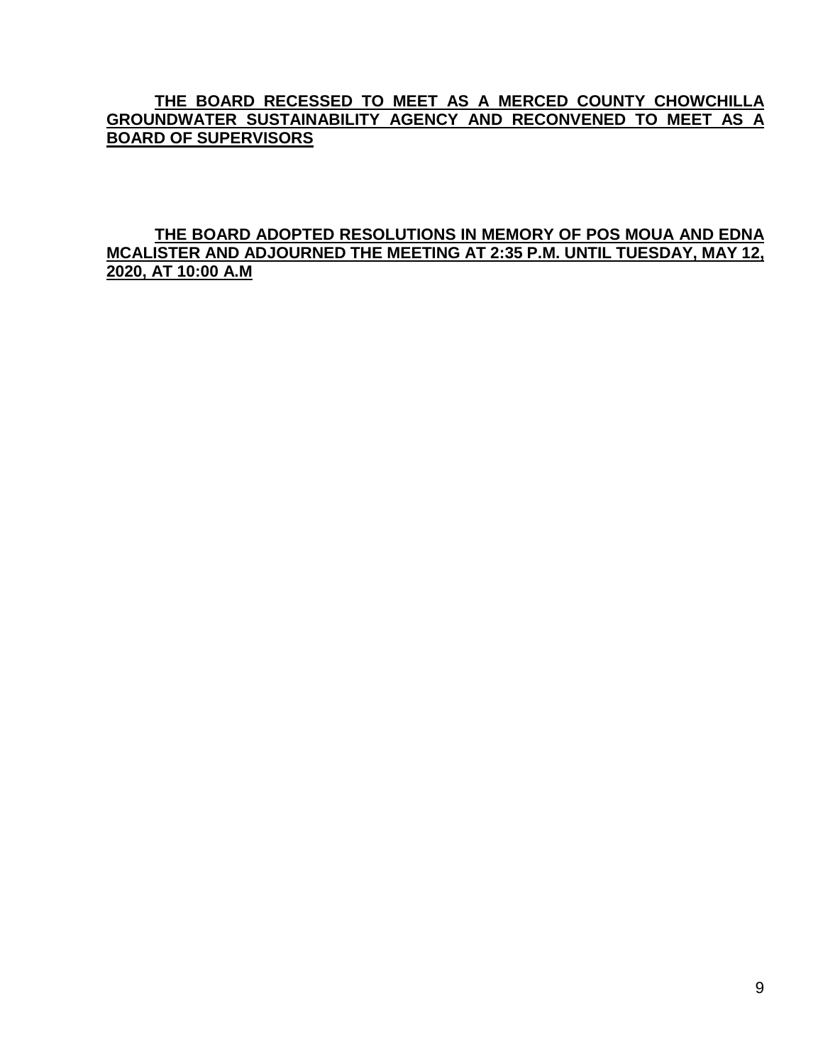**<u>THE BOARD RECESSED TO MEET AS A MERCED COUNTY CHOWCHILLA GROUNDWATER SUSTAINABILITY AGENCY AND RECONVENED TO MEET AS A BOARD OF SUPERVISORS</u>**

**<u>THE BOARD ADOPTED RESOLUTIONS IN MEMORY OF POS MOUA AND EDNA MCALISTER AND ADJOURNED THE MEETING AT 2:35 P.M. UNTIL TUESDAY, MAY 12, 2020, AT 10:00 A.M</u>**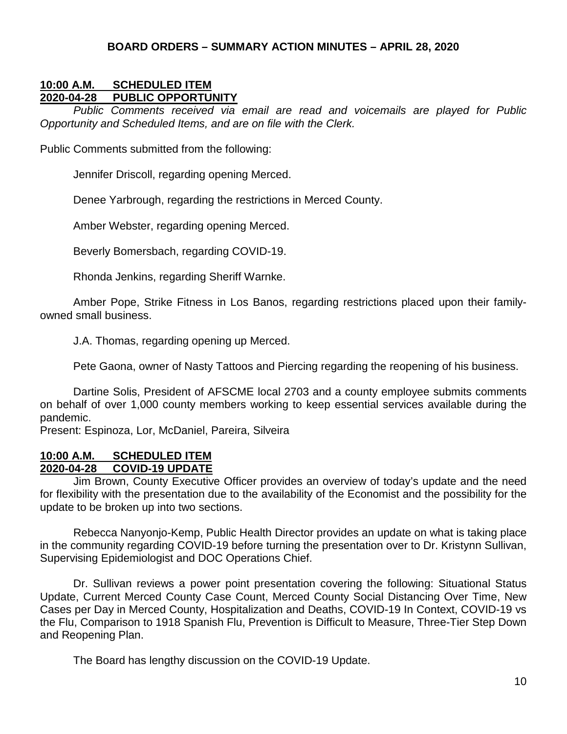## BOARD ORDERS – SUMMARY ACTION MINUTES – APRIL 28, 2020

**10:00 A.M. SCHEDULED ITEM**
**2020-04-28 PUBLIC OPPORTUNITY**

*Public Comments received via email are read and voicemails are played for Public Opportunity and Scheduled Items, and are on file with the Clerk.*

Public Comments submitted from the following:

Jennifer Driscoll, regarding opening Merced.

Denee Yarbrough, regarding the restrictions in Merced County.

Amber Webster, regarding opening Merced.

Beverly Bomersbach, regarding COVID-19.

Rhonda Jenkins, regarding Sheriff Warnke.

Amber Pope, Strike Fitness in Los Banos, regarding restrictions placed upon their family-owned small business.

J.A. Thomas, regarding opening up Merced.

Pete Gaona, owner of Nasty Tattoos and Piercing regarding the reopening of his business.

Dartine Solis, President of AFSCME local 2703 and a county employee submits comments on behalf of over 1,000 county members working to keep essential services available during the pandemic.

Present: Espinoza, Lor, McDaniel, Pareira, Silveira

**10:00 A.M. SCHEDULED ITEM**
**2020-04-28 COVID-19 UPDATE**

Jim Brown, County Executive Officer provides an overview of today's update and the need for flexibility with the presentation due to the availability of the Economist and the possibility for the update to be broken up into two sections.

Rebecca Nanyonjo-Kemp, Public Health Director provides an update on what is taking place in the community regarding COVID-19 before turning the presentation over to Dr. Kristynn Sullivan, Supervising Epidemiologist and DOC Operations Chief.

Dr. Sullivan reviews a power point presentation covering the following: Situational Status Update, Current Merced County Case Count, Merced County Social Distancing Over Time, New Cases per Day in Merced County, Hospitalization and Deaths, COVID-19 In Context, COVID-19 vs the Flu, Comparison to 1918 Spanish Flu, Prevention is Difficult to Measure, Three-Tier Step Down and Reopening Plan.

The Board has lengthy discussion on the COVID-19 Update.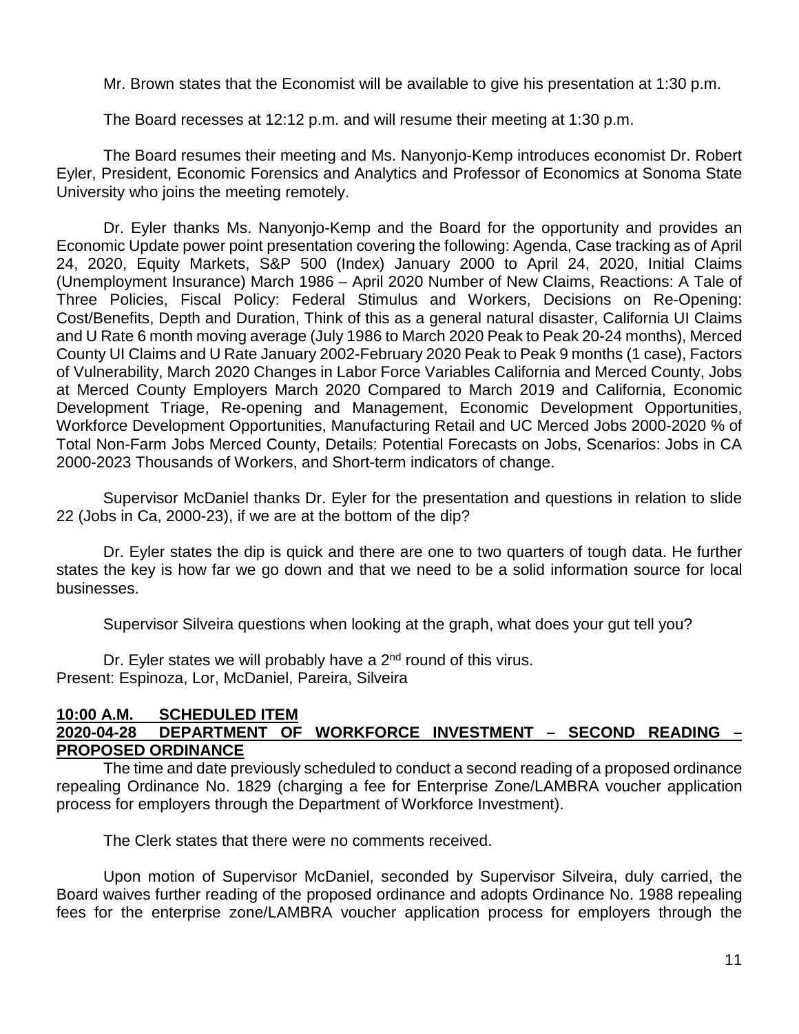Mr. Brown states that the Economist will be available to give his presentation at 1:30 p.m.

The Board recesses at 12:12 p.m. and will resume their meeting at 1:30 p.m.

The Board resumes their meeting and Ms. Nanyonjo-Kemp introduces economist Dr. Robert Eyler, President, Economic Forensics and Analytics and Professor of Economics at Sonoma State University who joins the meeting remotely.

Dr. Eyler thanks Ms. Nanyonjo-Kemp and the Board for the opportunity and provides an Economic Update power point presentation covering the following: Agenda, Case tracking as of April 24, 2020, Equity Markets, S&P 500 (Index) January 2000 to April 24, 2020, Initial Claims (Unemployment Insurance) March 1986 – April 2020 Number of New Claims, Reactions: A Tale of Three Policies, Fiscal Policy: Federal Stimulus and Workers, Decisions on Re-Opening: Cost/Benefits, Depth and Duration, Think of this as a general natural disaster, California UI Claims and U Rate 6 month moving average (July 1986 to March 2020 Peak to Peak 20-24 months), Merced County UI Claims and U Rate January 2002-February 2020 Peak to Peak 9 months (1 case), Factors of Vulnerability, March 2020 Changes in Labor Force Variables California and Merced County, Jobs at Merced County Employers March 2020 Compared to March 2019 and California, Economic Development Triage, Re-opening and Management, Economic Development Opportunities, Workforce Development Opportunities, Manufacturing Retail and UC Merced Jobs 2000-2020 % of Total Non-Farm Jobs Merced County, Details: Potential Forecasts on Jobs, Scenarios: Jobs in CA 2000-2023 Thousands of Workers, and Short-term indicators of change.

Supervisor McDaniel thanks Dr. Eyler for the presentation and questions in relation to slide 22 (Jobs in Ca, 2000-23), if we are at the bottom of the dip?

Dr. Eyler states the dip is quick and there are one to two quarters of tough data. He further states the key is how far we go down and that we need to be a solid information source for local businesses.

Supervisor Silveira questions when looking at the graph, what does your gut tell you?

Dr. Eyler states we will probably have a 2nd round of this virus.
Present: Espinoza, Lor, McDaniel, Pareira, Silveira

**10:00 A.M. SCHEDULED ITEM**
**2020-04-28 DEPARTMENT OF WORKFORCE INVESTMENT – SECOND READING – PROPOSED ORDINANCE**

The time and date previously scheduled to conduct a second reading of a proposed ordinance repealing Ordinance No. 1829 (charging a fee for Enterprise Zone/LAMBRA voucher application process for employers through the Department of Workforce Investment).

The Clerk states that there were no comments received.

Upon motion of Supervisor McDaniel, seconded by Supervisor Silveira, duly carried, the Board waives further reading of the proposed ordinance and adopts Ordinance No. 1988 repealing fees for the enterprise zone/LAMBRA voucher application process for employers through the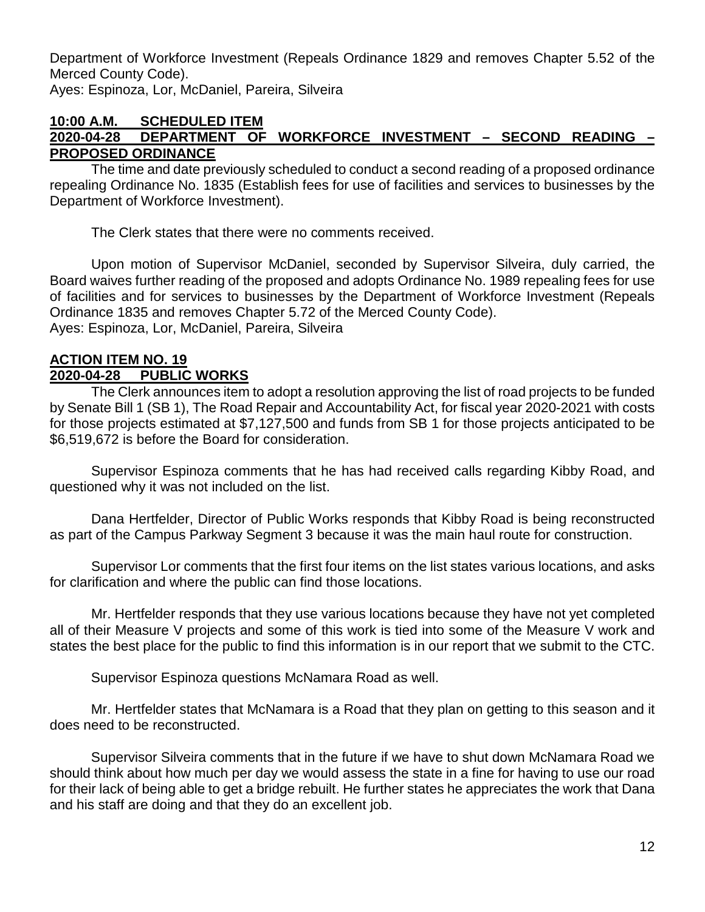Department of Workforce Investment (Repeals Ordinance 1829 and removes Chapter 5.52 of the Merced County Code).
Ayes: Espinoza, Lor, McDaniel, Pareira, Silveira

**10:00 A.M. SCHEDULED ITEM**
**2020-04-28 DEPARTMENT OF WORKFORCE INVESTMENT – SECOND READING – PROPOSED ORDINANCE**

The time and date previously scheduled to conduct a second reading of a proposed ordinance repealing Ordinance No. 1835 (Establish fees for use of facilities and services to businesses by the Department of Workforce Investment).

The Clerk states that there were no comments received.

Upon motion of Supervisor McDaniel, seconded by Supervisor Silveira, duly carried, the Board waives further reading of the proposed and adopts Ordinance No. 1989 repealing fees for use of facilities and for services to businesses by the Department of Workforce Investment (Repeals Ordinance 1835 and removes Chapter 5.72 of the Merced County Code).
Ayes: Espinoza, Lor, McDaniel, Pareira, Silveira

**ACTION ITEM NO. 19**
**2020-04-28 PUBLIC WORKS**

The Clerk announces item to adopt a resolution approving the list of road projects to be funded by Senate Bill 1 (SB 1), The Road Repair and Accountability Act, for fiscal year 2020-2021 with costs for those projects estimated at $7,127,500 and funds from SB 1 for those projects anticipated to be $6,519,672 is before the Board for consideration.

Supervisor Espinoza comments that he has had received calls regarding Kibby Road, and questioned why it was not included on the list.

Dana Hertfelder, Director of Public Works responds that Kibby Road is being reconstructed as part of the Campus Parkway Segment 3 because it was the main haul route for construction.

Supervisor Lor comments that the first four items on the list states various locations, and asks for clarification and where the public can find those locations.

Mr. Hertfelder responds that they use various locations because they have not yet completed all of their Measure V projects and some of this work is tied into some of the Measure V work and states the best place for the public to find this information is in our report that we submit to the CTC.

Supervisor Espinoza questions McNamara Road as well.

Mr. Hertfelder states that McNamara is a Road that they plan on getting to this season and it does need to be reconstructed.

Supervisor Silveira comments that in the future if we have to shut down McNamara Road we should think about how much per day we would assess the state in a fine for having to use our road for their lack of being able to get a bridge rebuilt. He further states he appreciates the work that Dana and his staff are doing and that they do an excellent job.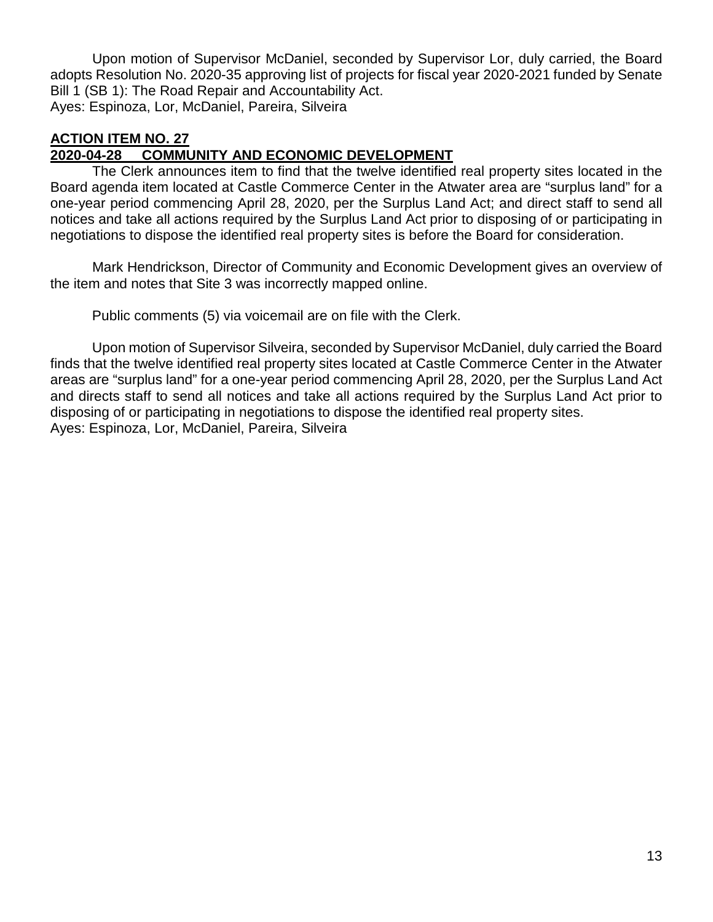Upon motion of Supervisor McDaniel, seconded by Supervisor Lor, duly carried, the Board adopts Resolution No. 2020-35 approving list of projects for fiscal year 2020-2021 funded by Senate Bill 1 (SB 1): The Road Repair and Accountability Act.
Ayes: Espinoza, Lor, McDaniel, Pareira, Silveira

**ACTION ITEM NO. 27**
**2020-04-28 COMMUNITY AND ECONOMIC DEVELOPMENT**

The Clerk announces item to find that the twelve identified real property sites located in the Board agenda item located at Castle Commerce Center in the Atwater area are “surplus land” for a one-year period commencing April 28, 2020, per the Surplus Land Act; and direct staff to send all notices and take all actions required by the Surplus Land Act prior to disposing of or participating in negotiations to dispose the identified real property sites is before the Board for consideration.

Mark Hendrickson, Director of Community and Economic Development gives an overview of the item and notes that Site 3 was incorrectly mapped online.

Public comments (5) via voicemail are on file with the Clerk.

Upon motion of Supervisor Silveira, seconded by Supervisor McDaniel, duly carried the Board finds that the twelve identified real property sites located at Castle Commerce Center in the Atwater areas are “surplus land” for a one-year period commencing April 28, 2020, per the Surplus Land Act and directs staff to send all notices and take all actions required by the Surplus Land Act prior to disposing of or participating in negotiations to dispose the identified real property sites.
Ayes: Espinoza, Lor, McDaniel, Pareira, Silveira